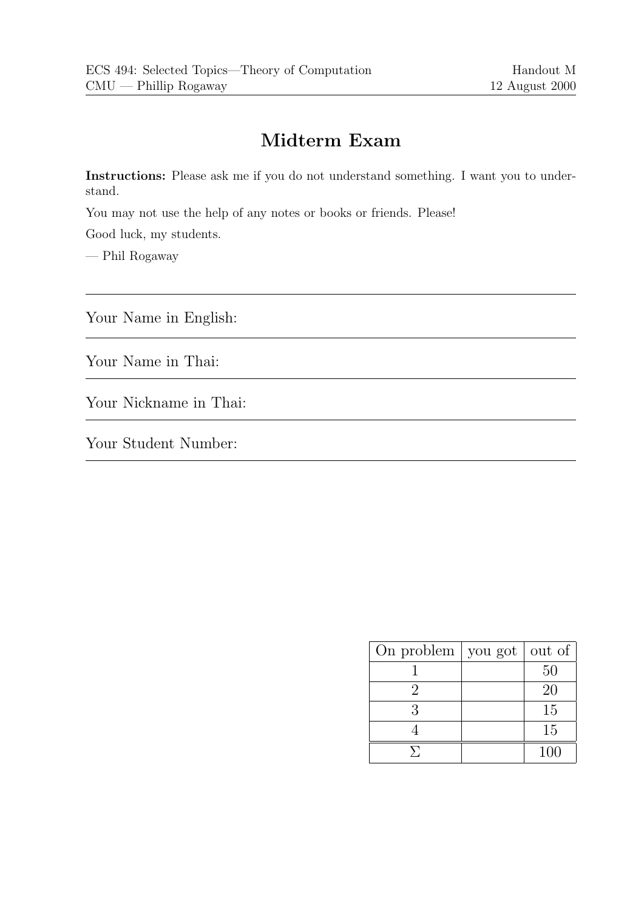ECS 494: Selected Topics—Theory of Computation
CMU — Phillip Rogaway

Handout M
12 August 2000

# Midterm Exam

**Instructions:** Please ask me if you do not understand something. I want you to understand.

You may not use the help of any notes or books or friends. Please!

Good luck, my students.

— Phil Rogaway

---

Your Name in English:

---

Your Name in Thai:

---

Your Nickname in Thai:

---

Your Student Number:

---

| On problem | you got | out of |
|---|---|---|
| 1 | | 50 |
| 2 | | 20 |
| 3 | | 15 |
| 4 | | 15 |
| $\Sigma$ | | 100 |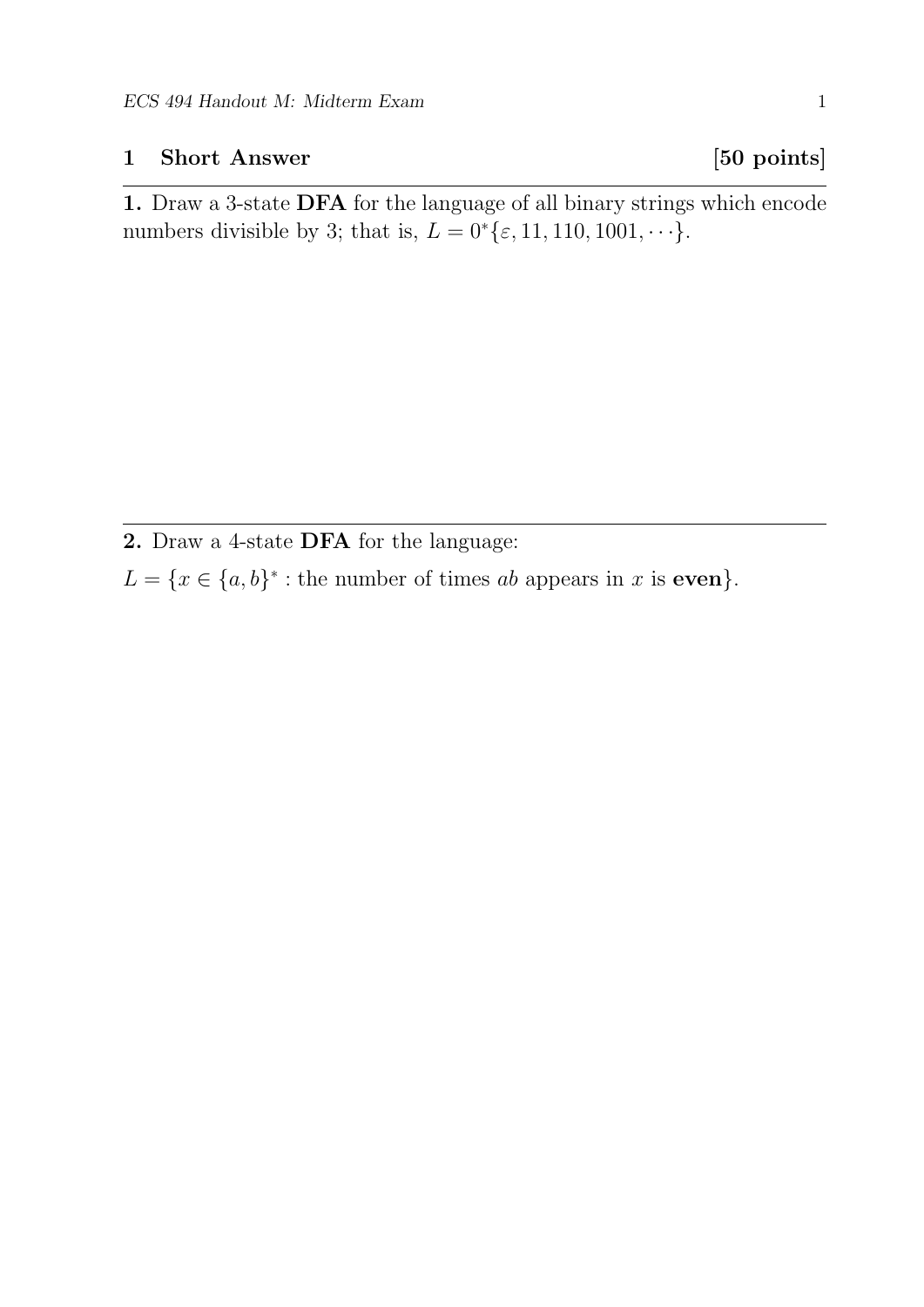## 1 Short Answer [50 points]

**1.** Draw a 3-state **DFA** for the language of all binary strings which encode numbers divisible by 3; that is, $L = 0^*\{\varepsilon, 11, 110, 1001, \cdots\}$.

**2.** Draw a 4-state **DFA** for the language:

$L = \{x \in \{a,b\}^* :$ the number of times $ab$ appears in $x$ is **even**$\}$.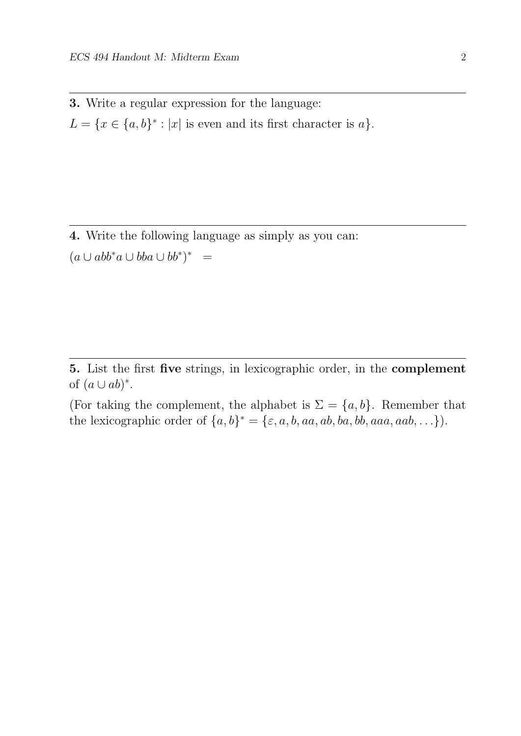**3.** Write a regular expression for the language:

$L = \{x \in \{a, b\}^* : |x| \text{ is even and its first character is } a\}$.

---

**4.** Write the following language as simply as you can:

$(a \cup abb^*a \cup bba \cup bb^*)^* \quad =$

---

**5.** List the first **five** strings, in lexicographic order, in the **complement** of $(a \cup ab)^*$.

(For taking the complement, the alphabet is $\Sigma = \{a, b\}$. Remember that the lexicographic order of $\{a, b\}^* = \{\varepsilon, a, b, aa, ab, ba, bb, aaa, aab, \ldots\}$).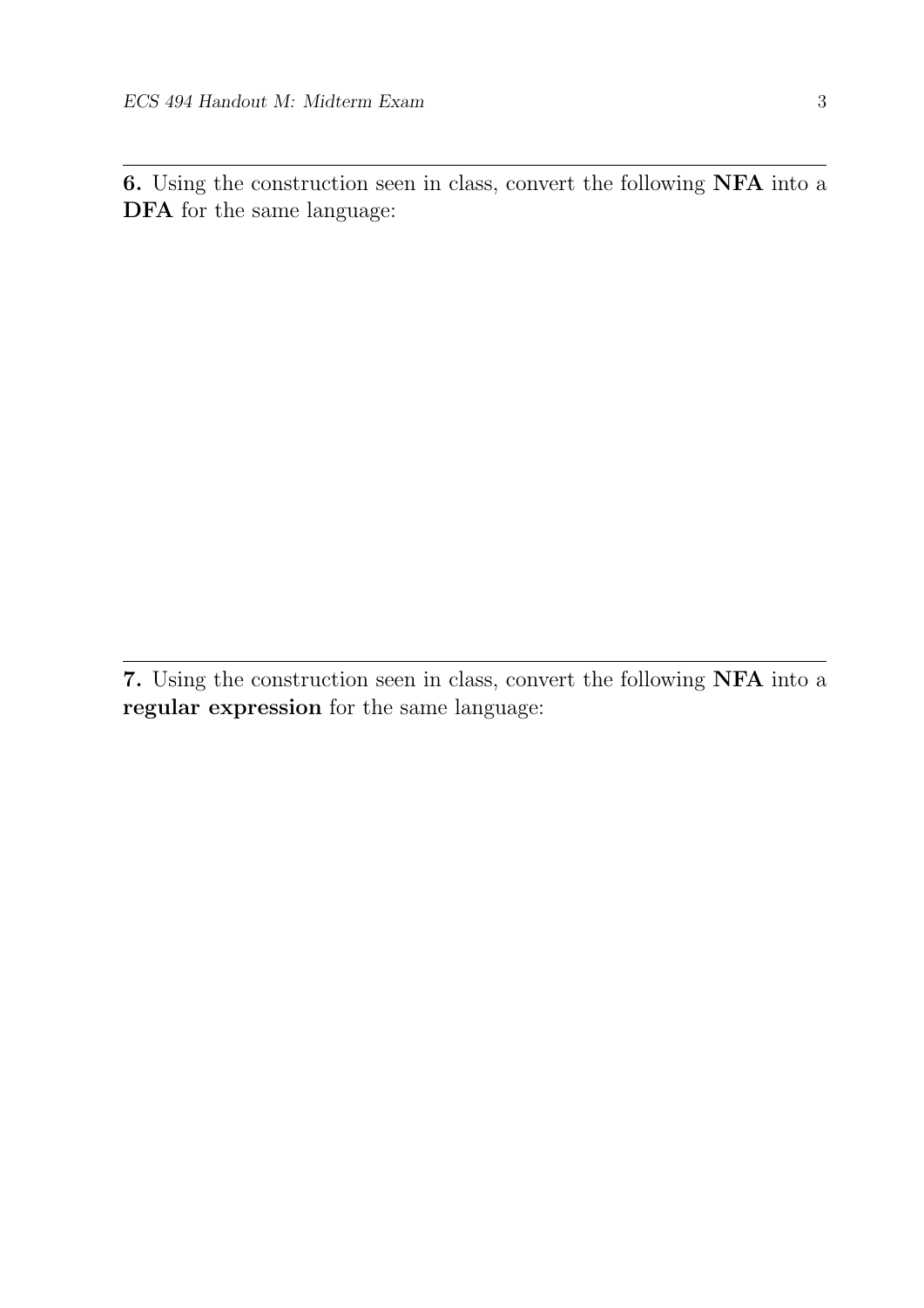---

**6.** Using the construction seen in class, convert the following **NFA** into a **DFA** for the same language:

---

**7.** Using the construction seen in class, convert the following **NFA** into a **regular expression** for the same language: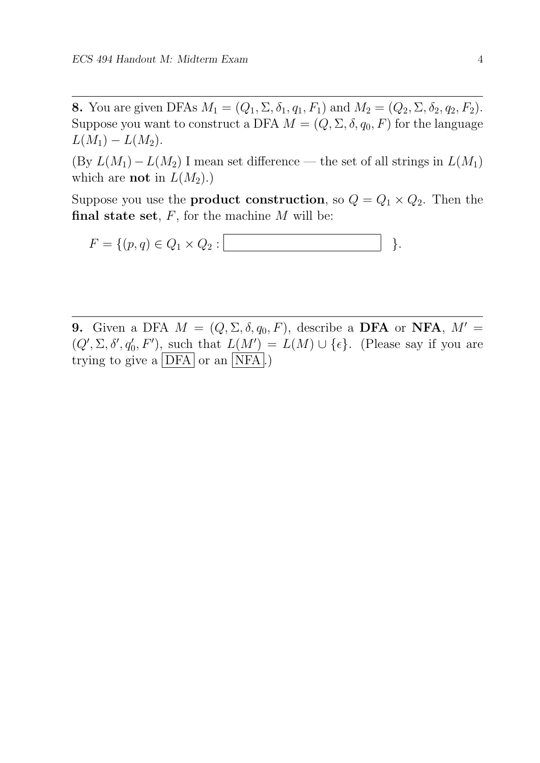---

**8.** You are given DFAs $M_1 = (Q_1, \Sigma, \delta_1, q_1, F_1)$ and $M_2 = (Q_2, \Sigma, \delta_2, q_2, F_2)$. Suppose you want to construct a DFA $M = (Q, \Sigma, \delta, q_0, F)$ for the language $L(M_1) - L(M_2)$.

(By $L(M_1) - L(M_2)$ I mean set difference — the set of all strings in $L(M_1)$ which are **not** in $L(M_2)$.)

Suppose you use the **product construction**, so $Q = Q_1 \times Q_2$. Then the **final state set**, $F$, for the machine $M$ will be:

$F = \{(p, q) \in Q_1 \times Q_2 :$ ____________________ $\}$.

---

**9.** Given a DFA $M = (Q, \Sigma, \delta, q_0, F)$, describe a **DFA** or **NFA**, $M' = (Q', \Sigma, \delta', q'_0, F')$, such that $L(M') = L(M) \cup \{\epsilon\}$. (Please say if you are trying to give a DFA or an NFA.)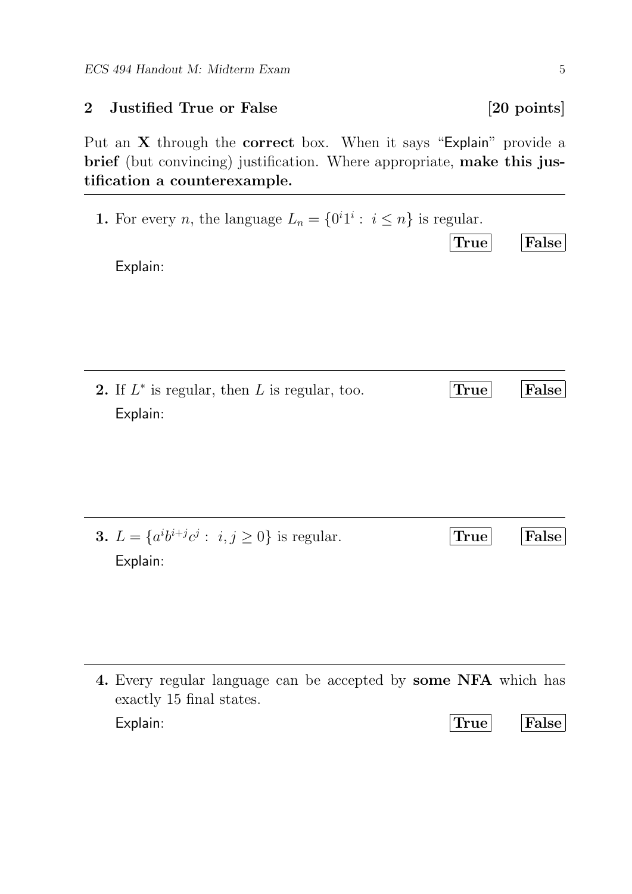## 2 Justified True or False [20 points]

Put an **X** through the **correct** box. When it says "Explain" provide a **brief** (but convincing) justification. Where appropriate, **make this justification a counterexample.**

---

**1.** For every $n$, the language $L_n = \{0^i 1^i : \ i \leq n\}$ is regular.

**True** **False**

Explain:

---

**2.** If $L^*$ is regular, then $L$ is regular, too. **True** **False**

Explain:

---

**3.** $L = \{a^i b^{i+j} c^j : \ i, j \geq 0\}$ is regular. **True** **False**

Explain:

---

**4.** Every regular language can be accepted by **some NFA** which has exactly 15 final states.

Explain: **True** **False**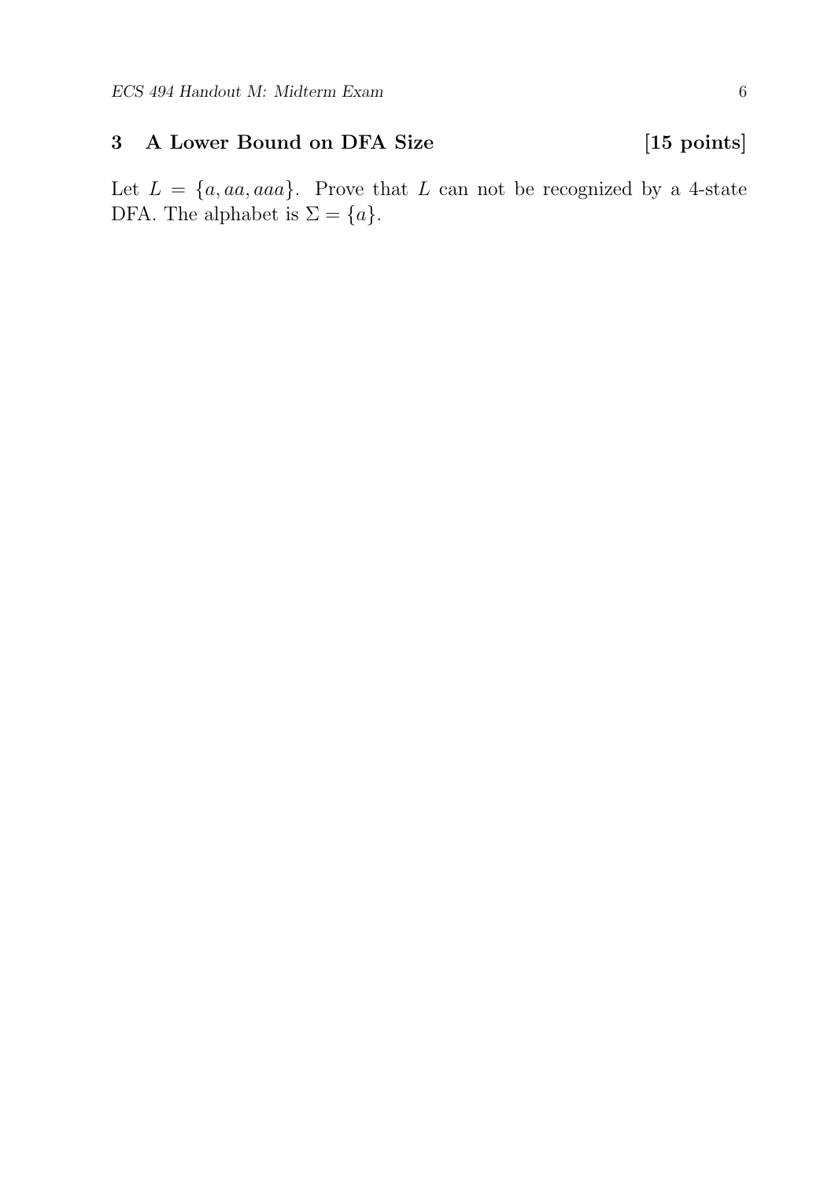## 3 A Lower Bound on DFA Size [15 points]

Let $L = \{a, aa, aaa\}$. Prove that $L$ can not be recognized by a 4-state DFA. The alphabet is $\Sigma = \{a\}$.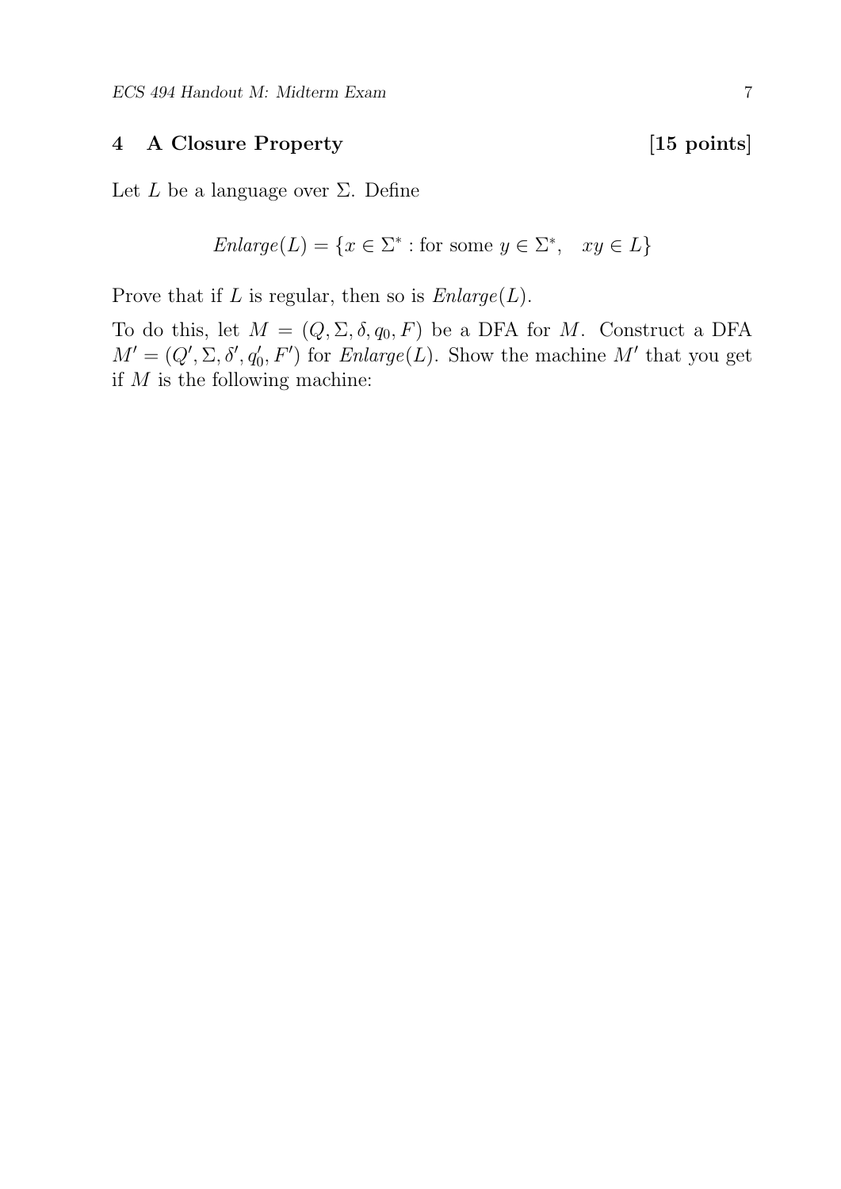## 4 A Closure Property **[15 points]**

Let $L$ be a language over $\Sigma$. Define

$$Enlarge(L) = \{x \in \Sigma^* : \text{for some } y \in \Sigma^*, \quad xy \in L\}$$

Prove that if $L$ is regular, then so is $Enlarge(L)$.

To do this, let $M = (Q, \Sigma, \delta, q_0, F)$ be a DFA for $M$. Construct a DFA $M' = (Q', \Sigma, \delta', q_0', F')$ for $Enlarge(L)$. Show the machine $M'$ that you get if $M$ is the following machine: